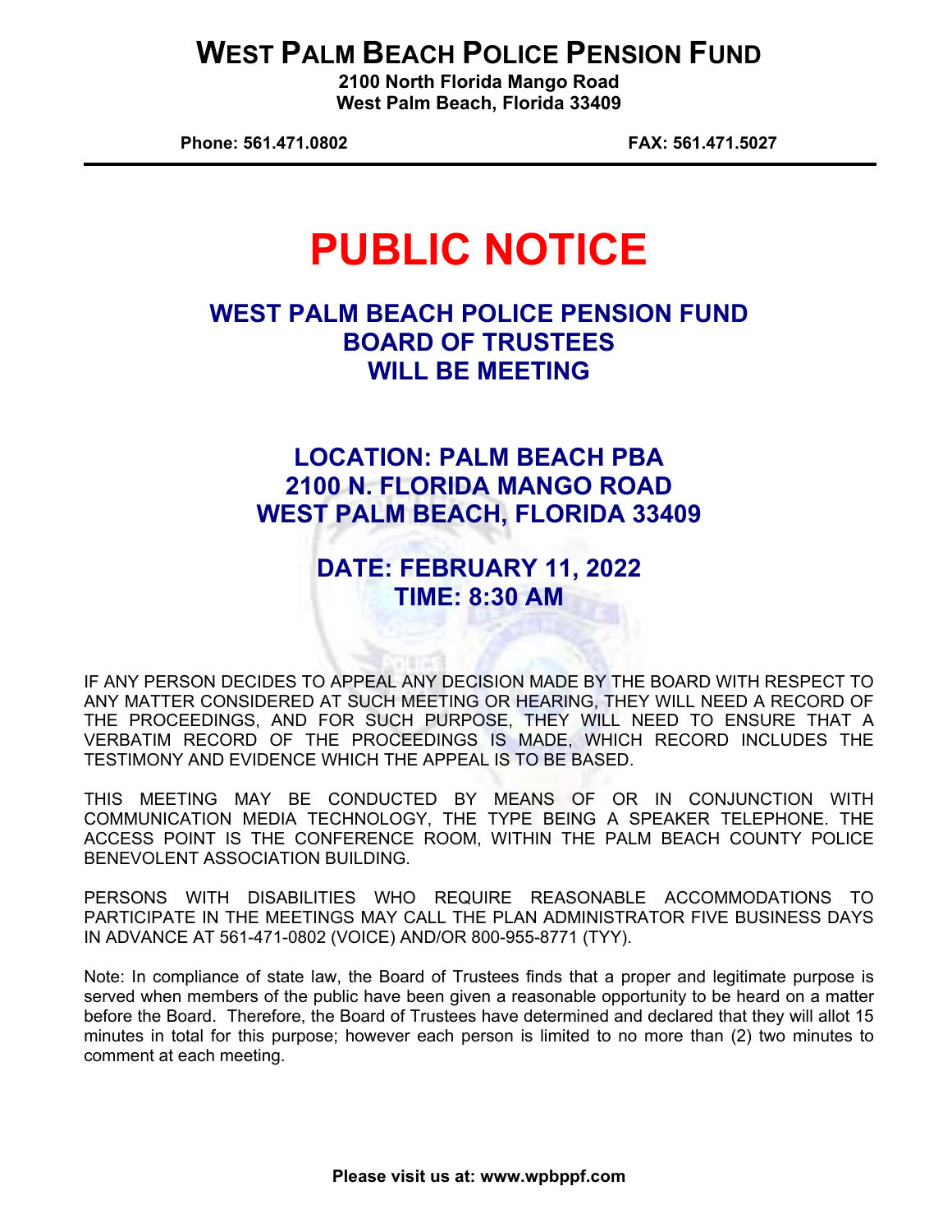# WEST PALM BEACH POLICE PENSION FUND

**2100 North Florida Mango Road**
**West Palm Beach, Florida 33409**

**Phone: 561.471.0802** **FAX: 561.471.5027**

# PUBLIC NOTICE

## WEST PALM BEACH POLICE PENSION FUND BOARD OF TRUSTEES WILL BE MEETING

## LOCATION: PALM BEACH PBA 2100 N. FLORIDA MANGO ROAD WEST PALM BEACH, FLORIDA 33409

## DATE: FEBRUARY 11, 2022 TIME: 8:30 AM

IF ANY PERSON DECIDES TO APPEAL ANY DECISION MADE BY THE BOARD WITH RESPECT TO ANY MATTER CONSIDERED AT SUCH MEETING OR HEARING, THEY WILL NEED A RECORD OF THE PROCEEDINGS, AND FOR SUCH PURPOSE, THEY WILL NEED TO ENSURE THAT A VERBATIM RECORD OF THE PROCEEDINGS IS MADE, WHICH RECORD INCLUDES THE TESTIMONY AND EVIDENCE WHICH THE APPEAL IS TO BE BASED.

THIS MEETING MAY BE CONDUCTED BY MEANS OF OR IN CONJUNCTION WITH COMMUNICATION MEDIA TECHNOLOGY, THE TYPE BEING A SPEAKER TELEPHONE. THE ACCESS POINT IS THE CONFERENCE ROOM, WITHIN THE PALM BEACH COUNTY POLICE BENEVOLENT ASSOCIATION BUILDING.

PERSONS WITH DISABILITIES WHO REQUIRE REASONABLE ACCOMMODATIONS TO PARTICIPATE IN THE MEETINGS MAY CALL THE PLAN ADMINISTRATOR FIVE BUSINESS DAYS IN ADVANCE AT 561-471-0802 (VOICE) AND/OR 800-955-8771 (TYY).

Note: In compliance of state law, the Board of Trustees finds that a proper and legitimate purpose is served when members of the public have been given a reasonable opportunity to be heard on a matter before the Board. Therefore, the Board of Trustees have determined and declared that they will allot 15 minutes in total for this purpose; however each person is limited to no more than (2) two minutes to comment at each meeting.

**Please visit us at: www.wpbppf.com**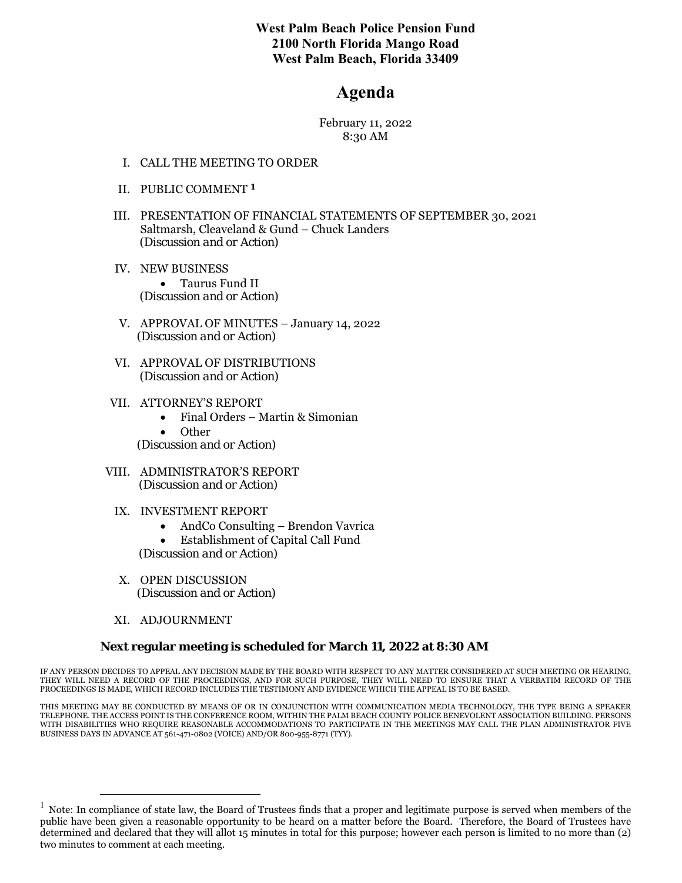**West Palm Beach Police Pension Fund**
**2100 North Florida Mango Road**
**West Palm Beach, Florida 33409**

# Agenda

February 11, 2022
8:30 AM

I. CALL THE MEETING TO ORDER

II. PUBLIC COMMENT [1]

III. PRESENTATION OF FINANCIAL STATEMENTS OF SEPTEMBER 30, 2021
Saltmarsh, Cleaveland & Gund – Chuck Landers
(Discussion and or Action)

IV. NEW BUSINESS
- Taurus Fund II

(Discussion and or Action)

V. APPROVAL OF MINUTES – January 14, 2022
(Discussion and or Action)

VI. APPROVAL OF DISTRIBUTIONS
(Discussion and or Action)

VII. ATTORNEY'S REPORT
- Final Orders – Martin & Simonian
- Other

(Discussion and or Action)

VIII. ADMINISTRATOR'S REPORT
(Discussion and or Action)

IX. INVESTMENT REPORT
- AndCo Consulting – Brendon Vavrica
- Establishment of Capital Call Fund

(Discussion and or Action)

X. OPEN DISCUSSION
(Discussion and or Action)

XI. ADJOURNMENT

**Next regular meeting is scheduled for March 11, 2022 at 8:30 AM**

IF ANY PERSON DECIDES TO APPEAL ANY DECISION MADE BY THE BOARD WITH RESPECT TO ANY MATTER CONSIDERED AT SUCH MEETING OR HEARING, THEY WILL NEED A RECORD OF THE PROCEEDINGS, AND FOR SUCH PURPOSE, THEY WILL NEED TO ENSURE THAT A VERBATIM RECORD OF THE PROCEEDINGS IS MADE, WHICH RECORD INCLUDES THE TESTIMONY AND EVIDENCE WHICH THE APPEAL IS TO BE BASED.

THIS MEETING MAY BE CONDUCTED BY MEANS OF OR IN CONJUNCTION WITH COMMUNICATION MEDIA TECHNOLOGY, THE TYPE BEING A SPEAKER TELEPHONE. THE ACCESS POINT IS THE CONFERENCE ROOM, WITHIN THE PALM BEACH COUNTY POLICE BENEVOLENT ASSOCIATION BUILDING. PERSONS WITH DISABILITIES WHO REQUIRE REASONABLE ACCOMMODATIONS TO PARTICIPATE IN THE MEETINGS MAY CALL THE PLAN ADMINISTRATOR FIVE BUSINESS DAYS IN ADVANCE AT 561-471-0802 (VOICE) AND/OR 800-955-8771 (TYY).

[1] Note: In compliance of state law, the Board of Trustees finds that a proper and legitimate purpose is served when members of the public have been given a reasonable opportunity to be heard on a matter before the Board. Therefore, the Board of Trustees have determined and declared that they will allot 15 minutes in total for this purpose; however each person is limited to no more than (2) two minutes to comment at each meeting.